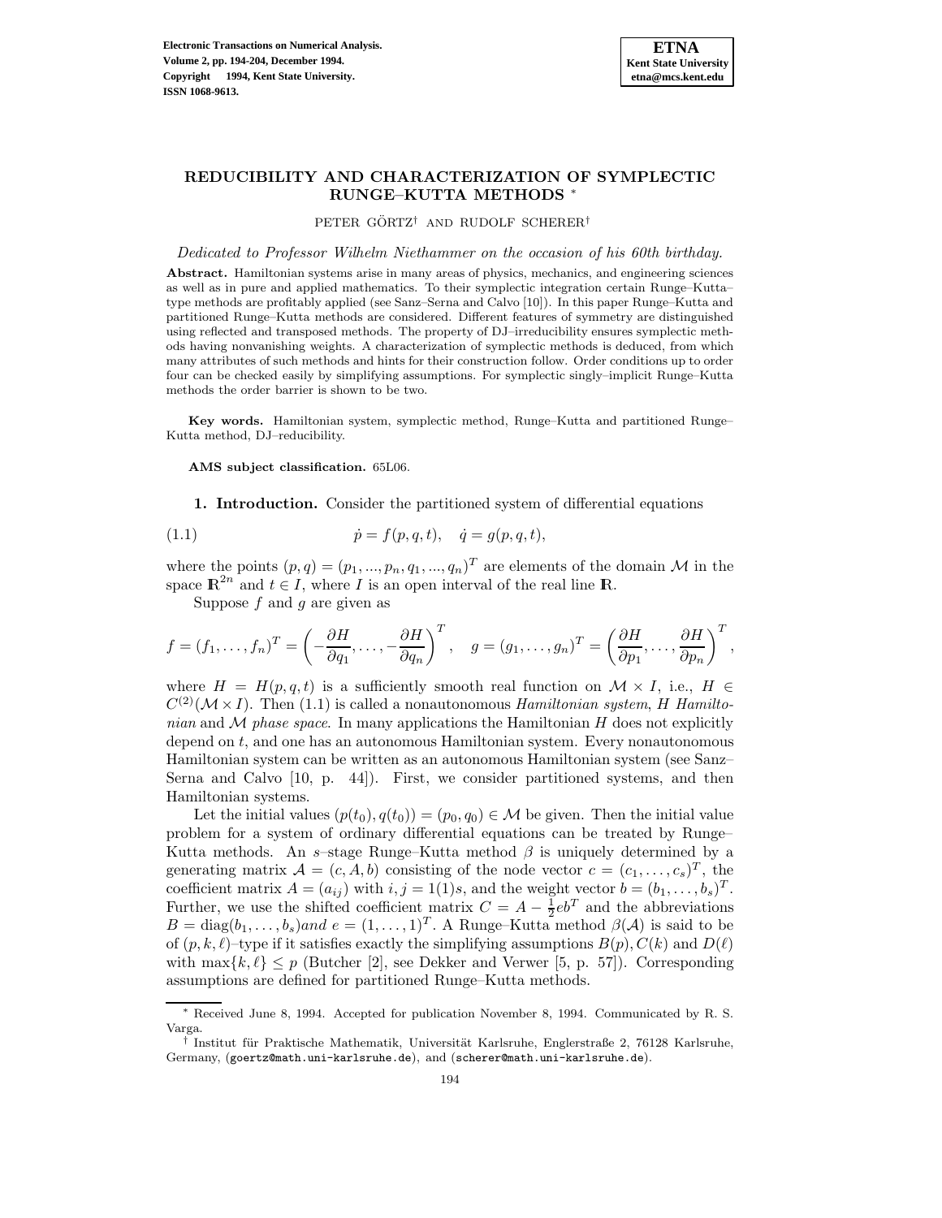# REDUCIBILITY AND CHARACTERIZATION OF SYMPLECTIC RUNGE–KUTTA METHODS *

PETER GÖRTZ† AND RUDOLF SCHERER†

*Dedicated to Professor Wilhelm Niethammer on the occasion of his 60th birthday.*

**Abstract.** Hamiltonian systems arise in many areas of physics, mechanics, and engineering sciences as well as in pure and applied mathematics. To their symplectic integration certain Runge–Kutta–type methods are profitably applied (see Sanz–Serna and Calvo [10]). In this paper Runge–Kutta and partitioned Runge–Kutta methods are considered. Different features of symmetry are distinguished using reflected and transposed methods. The property of DJ–irreducibility ensures symplectic methods having nonvanishing weights. A characterization of symplectic methods is deduced, from which many attributes of such methods and hints for their construction follow. Order conditions up to order four can be checked easily by simplifying assumptions. For symplectic singly–implicit Runge–Kutta methods the order barrier is shown to be two.

**Key words.** Hamiltonian system, symplectic method, Runge–Kutta and partitioned Runge–Kutta method, DJ–reducibility.

**AMS subject classification.** 65L06.

## 1. Introduction.

Consider the partitioned system of differential equations

$$\dot{p} = f(p, q, t), \quad \dot{q} = g(p, q, t), \tag{1.1}$$

where the points $(p, q) = (p_1, ..., p_n, q_1, ..., q_n)^T$ are elements of the domain $\mathcal{M}$ in the space $\mathbb{R}^{2n}$ and $t \in I$, where $I$ is an open interval of the real line $\mathbb{R}$.

Suppose $f$ and $g$ are given as

$$f = (f_1, \ldots, f_n)^T = \left(-\frac{\partial H}{\partial q_1}, \ldots, -\frac{\partial H}{\partial q_n}\right)^T, \quad g = (g_1, \ldots, g_n)^T = \left(\frac{\partial H}{\partial p_1}, \ldots, \frac{\partial H}{\partial p_n}\right)^T,$$

where $H = H(p, q, t)$ is a sufficiently smooth real function on $\mathcal{M} \times I$, i.e., $H \in C^{(2)}(\mathcal{M} \times I)$. Then (1.1) is called a nonautonomous *Hamiltonian system*, $H$ *Hamiltonian* and $\mathcal{M}$ *phase space*. In many applications the Hamiltonian $H$ does not explicitly depend on $t$, and one has an autonomous Hamiltonian system. Every nonautonomous Hamiltonian system can be written as an autonomous Hamiltonian system (see Sanz–Serna and Calvo [10, p. 44]). First, we consider partitioned systems, and then Hamiltonian systems.

Let the initial values $(p(t_0), q(t_0)) = (p_0, q_0) \in \mathcal{M}$ be given. Then the initial value problem for a system of ordinary differential equations can be treated by Runge–Kutta methods. An $s$–stage Runge–Kutta method $\beta$ is uniquely determined by a generating matrix $\mathcal{A} = (c, A, b)$ consisting of the node vector $c = (c_1, \ldots, c_s)^T$, the coefficient matrix $A = (a_{ij})$ with $i, j = 1(1)s$, and the weight vector $b = (b_1, \ldots, b_s)^T$. Further, we use the shifted coefficient matrix $C = A - \frac{1}{2}eb^T$ and the abbreviations $B = \operatorname{diag}(b_1, \ldots, b_s)$ and $e = (1, \ldots, 1)^T$. A Runge–Kutta method $\beta(\mathcal{A})$ is said to be of $(p, k, \ell)$–type if it satisfies exactly the simplifying assumptions $B(p), C(k)$ and $D(\ell)$ with $\max\{k, \ell\} \leq p$ (Butcher [2], see Dekker and Verwer [5, p. 57]). Corresponding assumptions are defined for partitioned Runge–Kutta methods.

---

\* Received June 8, 1994. Accepted for publication November 8, 1994. Communicated by R. S. Varga.

† Institut für Praktische Mathematik, Universität Karlsruhe, Englerstraße 2, 76128 Karlsruhe, Germany, (goertz@math.uni-karlsruhe.de), and (scherer@math.uni-karlsruhe.de).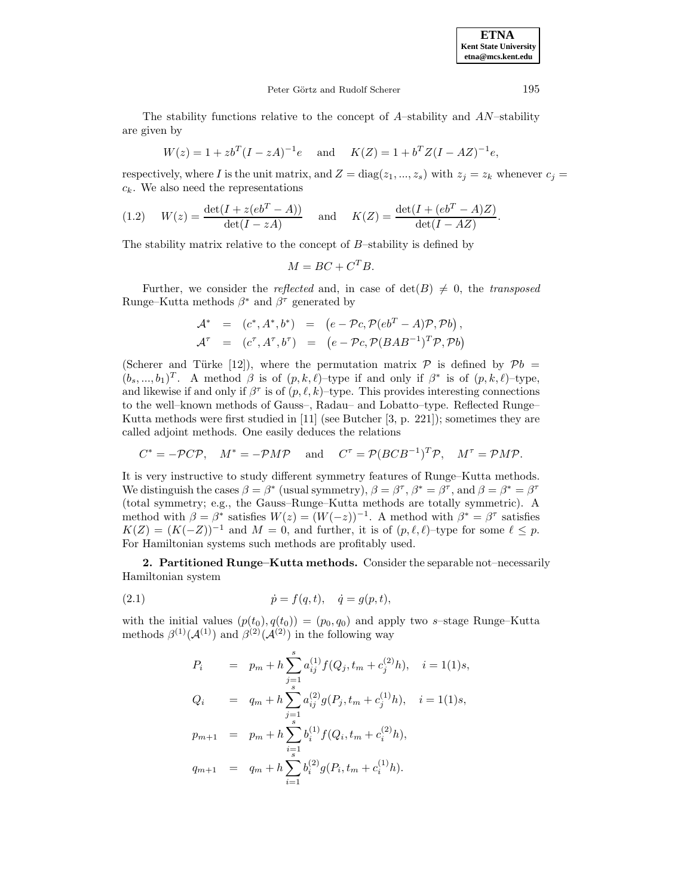The stability functions relative to the concept of $A$–stability and $AN$–stability are given by

$$W(z) = 1 + zb^T(I - zA)^{-1}e \quad \text{and} \quad K(Z) = 1 + b^T Z(I - AZ)^{-1}e,$$

respectively, where $I$ is the unit matrix, and $Z = \operatorname{diag}(z_1, ..., z_s)$ with $z_j = z_k$ whenever $c_j = c_k$. We also need the representations

$$W(z) = \frac{\det(I + z(eb^T - A))}{\det(I - zA)} \quad \text{and} \quad K(Z) = \frac{\det(I + (eb^T - A)Z)}{\det(I - AZ)}. \tag{1.2}$$

The stability matrix relative to the concept of $B$–stability is defined by

$$M = BC + C^T B.$$

Further, we consider the *reflected* and, in case of $\det(B) \neq 0$, the *transposed* Runge–Kutta methods $\beta^*$ and $\beta^\tau$ generated by

$$\begin{aligned}
\mathcal{A}^* &= (c^*, A^*, b^*) &= \left(e - \mathcal{P}c, \mathcal{P}(eb^T - A)\mathcal{P}, \mathcal{P}b\right), \\
\mathcal{A}^\tau &= (c^\tau, A^\tau, b^\tau) &= \left(e - \mathcal{P}c, \mathcal{P}(BAB^{-1})^T\mathcal{P}, \mathcal{P}b\right)
\end{aligned}$$

(Scherer and Türke [12]), where the permutation matrix $\mathcal{P}$ is defined by $\mathcal{P}b = (b_s, ..., b_1)^T$. A method $\beta$ is of $(p, k, \ell)$–type if and only if $\beta^*$ is of $(p, k, \ell)$–type, and likewise if and only if $\beta^\tau$ is of $(p, \ell, k)$–type. This provides interesting connections to the well–known methods of Gauss–, Radau– and Lobatto–type. Reflected Runge–Kutta methods were first studied in [11] (see Butcher [3, p. 221]); sometimes they are called adjoint methods. One easily deduces the relations

$$C^* = -\mathcal{P}C\mathcal{P}, \quad M^* = -\mathcal{P}M\mathcal{P} \quad \text{and} \quad C^\tau = \mathcal{P}(BCB^{-1})^T\mathcal{P}, \quad M^\tau = \mathcal{P}M\mathcal{P}.$$

It is very instructive to study different symmetry features of Runge–Kutta methods. We distinguish the cases $\beta = \beta^*$ (usual symmetry), $\beta = \beta^\tau$, $\beta^* = \beta^\tau$, and $\beta = \beta^* = \beta^\tau$ (total symmetry; e.g., the Gauss–Runge–Kutta methods are totally symmetric). A method with $\beta = \beta^*$ satisfies $W(z) = (W(-z))^{-1}$. A method with $\beta^* = \beta^\tau$ satisfies $K(Z) = (K(-Z))^{-1}$ and $M = 0$, and further, it is of $(p, \ell, \ell)$–type for some $\ell \leq p$. For Hamiltonian systems such methods are profitably used.

## 2. Partitioned Runge–Kutta methods.

Consider the separable not–necessarily Hamiltonian system

$$\dot{p} = f(q, t), \quad \dot{q} = g(p, t), \tag{2.1}$$

with the initial values $(p(t_0), q(t_0)) = (p_0, q_0)$ and apply two $s$–stage Runge–Kutta methods $\beta^{(1)}(\mathcal{A}^{(1)})$ and $\beta^{(2)}(\mathcal{A}^{(2)})$ in the following way

$$\begin{aligned}
P_i &= p_m + h\sum_{j=1}^{s} a_{ij}^{(1)} f(Q_j, t_m + c_j^{(2)}h), \quad i = 1(1)s, \\
Q_i &= q_m + h\sum_{j=1}^{s} a_{ij}^{(2)} g(P_j, t_m + c_j^{(1)}h), \quad i = 1(1)s, \\
p_{m+1} &= p_m + h\sum_{i=1}^{s} b_i^{(1)} f(Q_i, t_m + c_i^{(2)}h), \\
q_{m+1} &= q_m + h\sum_{i=1}^{s} b_i^{(2)} g(P_i, t_m + c_i^{(1)}h).
\end{aligned}$$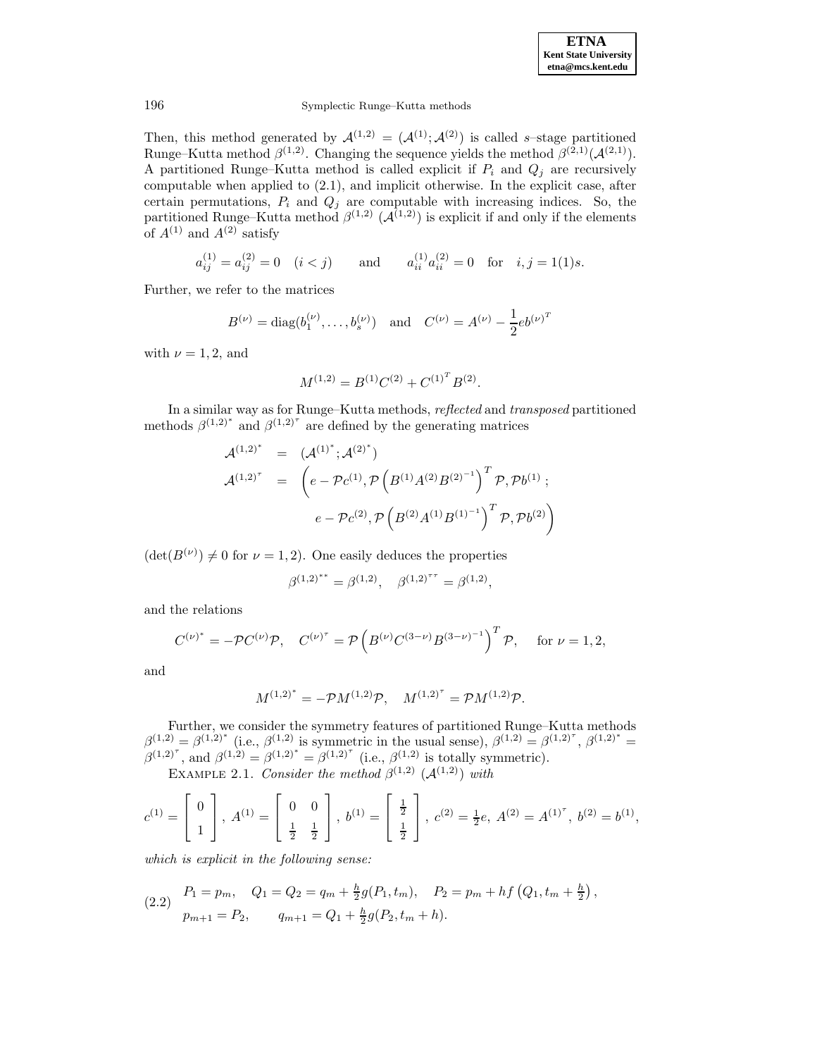Then, this method generated by $\mathcal{A}^{(1,2)} = (\mathcal{A}^{(1)}; \mathcal{A}^{(2)})$ is called $s$–stage partitioned Runge–Kutta method $\beta^{(1,2)}$. Changing the sequence yields the method $\beta^{(2,1)}(\mathcal{A}^{(2,1)})$. A partitioned Runge–Kutta method is called explicit if $P_i$ and $Q_j$ are recursively computable when applied to (2.1), and implicit otherwise. In the explicit case, after certain permutations, $P_i$ and $Q_j$ are computable with increasing indices. So, the partitioned Runge–Kutta method $\beta^{(1,2)}$ $(\mathcal{A}^{(1,2)})$ is explicit if and only if the elements of $A^{(1)}$ and $A^{(2)}$ satisfy

$$a_{ij}^{(1)} = a_{ij}^{(2)} = 0 \quad (i < j) \qquad \text{and} \qquad a_{ii}^{(1)} a_{ii}^{(2)} = 0 \quad \text{for} \quad i, j = 1(1)s.$$

Further, we refer to the matrices

$$B^{(\nu)} = \operatorname{diag}(b_1^{(\nu)}, \ldots, b_s^{(\nu)}) \quad \text{and} \quad C^{(\nu)} = A^{(\nu)} - \frac{1}{2} e b^{(\nu)^T}$$

with $\nu = 1, 2$, and

$$M^{(1,2)} = B^{(1)} C^{(2)} + C^{(1)^T} B^{(2)}.$$

In a similar way as for Runge–Kutta methods, *reflected* and *transposed* partitioned methods $\beta^{(1,2)^*}$ and $\beta^{(1,2)^\tau}$ are defined by the generating matrices

$$\begin{aligned}
\mathcal{A}^{(1,2)^*} &= (\mathcal{A}^{(1)^*}; \mathcal{A}^{(2)^*}) \\
\mathcal{A}^{(1,2)^\tau} &= \Big( e - \mathcal{P} c^{(1)}, \mathcal{P} \left( B^{(1)} A^{(2)} B^{(2)^{-1}} \right)^T \mathcal{P}, \mathcal{P} b^{(1)} \, ; \\
&\qquad e - \mathcal{P} c^{(2)}, \mathcal{P} \left( B^{(2)} A^{(1)} B^{(1)^{-1}} \right)^T \mathcal{P}, \mathcal{P} b^{(2)} \Big)
\end{aligned}$$

($\det(B^{(\nu)}) \neq 0$ for $\nu = 1, 2$). One easily deduces the properties

$$\beta^{(1,2)^{**}} = \beta^{(1,2)}, \quad \beta^{(1,2)^{\tau\tau}} = \beta^{(1,2)},$$

and the relations

$$C^{(\nu)^*} = -\mathcal{P} C^{(\nu)} \mathcal{P}, \quad C^{(\nu)^\tau} = \mathcal{P} \left( B^{(\nu)} C^{(3-\nu)} B^{(3-\nu)^{-1}} \right)^T \mathcal{P}, \quad \text{for } \nu = 1, 2,$$

and

$$M^{(1,2)^*} = -\mathcal{P} M^{(1,2)} \mathcal{P}, \quad M^{(1,2)^\tau} = \mathcal{P} M^{(1,2)} \mathcal{P}.$$

Further, we consider the symmetry features of partitioned Runge–Kutta methods $\beta^{(1,2)} = \beta^{(1,2)^*}$ (i.e., $\beta^{(1,2)}$ is symmetric in the usual sense), $\beta^{(1,2)} = \beta^{(1,2)^\tau}$, $\beta^{(1,2)^*} = \beta^{(1,2)^\tau}$, and $\beta^{(1,2)} = \beta^{(1,2)^*} = \beta^{(1,2)^\tau}$ (i.e., $\beta^{(1,2)}$ is totally symmetric).

EXAMPLE 2.1. *Consider the method $\beta^{(1,2)}$ $(\mathcal{A}^{(1,2)})$ with*

$$c^{(1)} = \begin{bmatrix} 0 \\ 1 \end{bmatrix}, \; A^{(1)} = \begin{bmatrix} 0 & 0 \\ \frac{1}{2} & \frac{1}{2} \end{bmatrix}, \; b^{(1)} = \begin{bmatrix} \frac{1}{2} \\ \frac{1}{2} \end{bmatrix}, \; c^{(2)} = \tfrac{1}{2} e, \; A^{(2)} = A^{(1)^\tau}, \; b^{(2)} = b^{(1)},$$

*which is explicit in the following sense:*

$$\begin{aligned}
&P_1 = p_m, \quad Q_1 = Q_2 = q_m + \tfrac{h}{2} g(P_1, t_m), \quad P_2 = p_m + h f\left(Q_1, t_m + \tfrac{h}{2}\right), \\
&p_{m+1} = P_2, \qquad q_{m+1} = Q_1 + \tfrac{h}{2} g(P_2, t_m + h).
\end{aligned} \tag{2.2}$$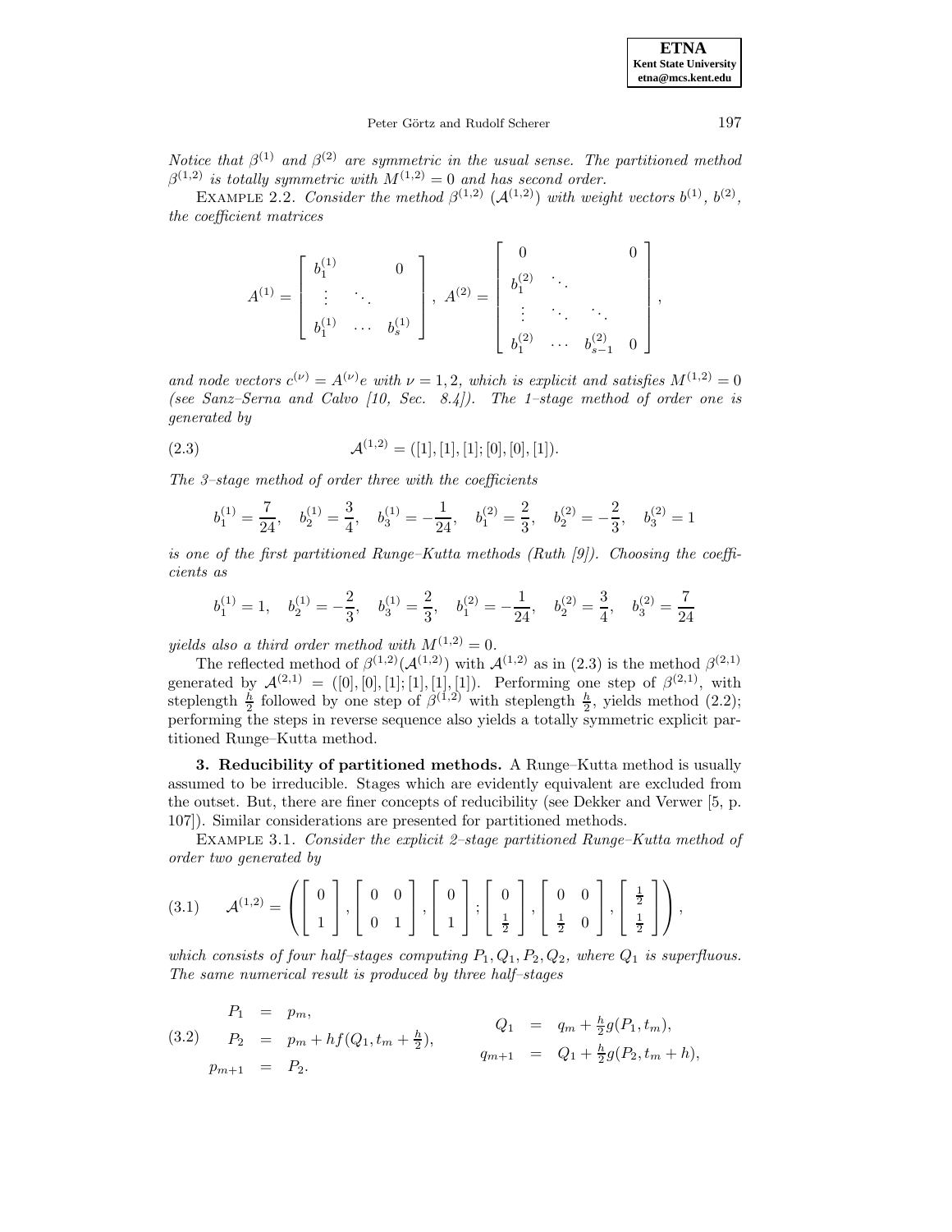*Notice that $\beta^{(1)}$ and $\beta^{(2)}$ are symmetric in the usual sense. The partitioned method $\beta^{(1,2)}$ is totally symmetric with $M^{(1,2)} = 0$ and has second order.*

EXAMPLE 2.2. *Consider the method $\beta^{(1,2)}$ ($\mathcal{A}^{(1,2)}$) with weight vectors $b^{(1)}$, $b^{(2)}$, the coefficient matrices*

$$A^{(1)} = \begin{bmatrix} b_1^{(1)} & & 0 \\ \vdots & \ddots & \\ b_1^{(1)} & \cdots & b_s^{(1)} \end{bmatrix}, \; A^{(2)} = \begin{bmatrix} 0 & & & 0 \\ b_1^{(2)} & \ddots & & \\ \vdots & \ddots & \ddots & \\ b_1^{(2)} & \cdots & b_{s-1}^{(2)} & 0 \end{bmatrix},$$

*and node vectors $c^{(\nu)} = A^{(\nu)}e$ with $\nu = 1, 2$, which is explicit and satisfies $M^{(1,2)} = 0$ (see Sanz–Serna and Calvo [10, Sec. 8.4]). The 1–stage method of order one is generated by*

$$\mathcal{A}^{(1,2)} = ([1], [1], [1]; [0], [0], [1]). \tag{2.3}$$

*The 3–stage method of order three with the coefficients*

$$b_1^{(1)} = \frac{7}{24}, \quad b_2^{(1)} = \frac{3}{4}, \quad b_3^{(1)} = -\frac{1}{24}, \quad b_1^{(2)} = \frac{2}{3}, \quad b_2^{(2)} = -\frac{2}{3}, \quad b_3^{(2)} = 1$$

*is one of the first partitioned Runge–Kutta methods (Ruth [9]). Choosing the coefficients as*

$$b_1^{(1)} = 1, \quad b_2^{(1)} = -\frac{2}{3}, \quad b_3^{(1)} = \frac{2}{3}, \quad b_1^{(2)} = -\frac{1}{24}, \quad b_2^{(2)} = \frac{3}{4}, \quad b_3^{(2)} = \frac{7}{24}$$

*yields also a third order method with $M^{(1,2)} = 0$.*

The reflected method of $\beta^{(1,2)}(\mathcal{A}^{(1,2)})$ with $\mathcal{A}^{(1,2)}$ as in (2.3) is the method $\beta^{(2,1)}$ generated by $\mathcal{A}^{(2,1)} = ([0], [0], [1]; [1], [1], [1])$. Performing one step of $\beta^{(2,1)}$, with steplength $\frac{h}{2}$ followed by one step of $\beta^{(1,2)}$ with steplength $\frac{h}{2}$, yields method (2.2); performing the steps in reverse sequence also yields a totally symmetric explicit partitioned Runge–Kutta method.

## 3. Reducibility of partitioned methods.

A Runge–Kutta method is usually assumed to be irreducible. Stages which are evidently equivalent are excluded from the outset. But, there are finer concepts of reducibility (see Dekker and Verwer [5, p. 107]). Similar considerations are presented for partitioned methods.

EXAMPLE 3.1. *Consider the explicit 2–stage partitioned Runge–Kutta method of order two generated by*

$$\mathcal{A}^{(1,2)} = \left( \begin{bmatrix} 0 \\ 1 \end{bmatrix}, \begin{bmatrix} 0 & 0 \\ 0 & 1 \end{bmatrix}, \begin{bmatrix} 0 \\ 1 \end{bmatrix}; \begin{bmatrix} 0 \\ \frac{1}{2} \end{bmatrix}, \begin{bmatrix} 0 & 0 \\ \frac{1}{2} & 0 \end{bmatrix}, \begin{bmatrix} \frac{1}{2} \\ \frac{1}{2} \end{bmatrix} \right), \tag{3.1}$$

*which consists of four half–stages computing $P_1, Q_1, P_2, Q_2$, where $Q_1$ is superfluous. The same numerical result is produced by three half–stages*

$$\begin{aligned} P_1 &= p_m, \\ P_2 &= p_m + hf(Q_1, t_m + \tfrac{h}{2}), \\ p_{m+1} &= P_2. \end{aligned} \qquad \begin{aligned} Q_1 &= q_m + \tfrac{h}{2}g(P_1, t_m), \\ q_{m+1} &= Q_1 + \tfrac{h}{2}g(P_2, t_m + h), \end{aligned} \tag{3.2}$$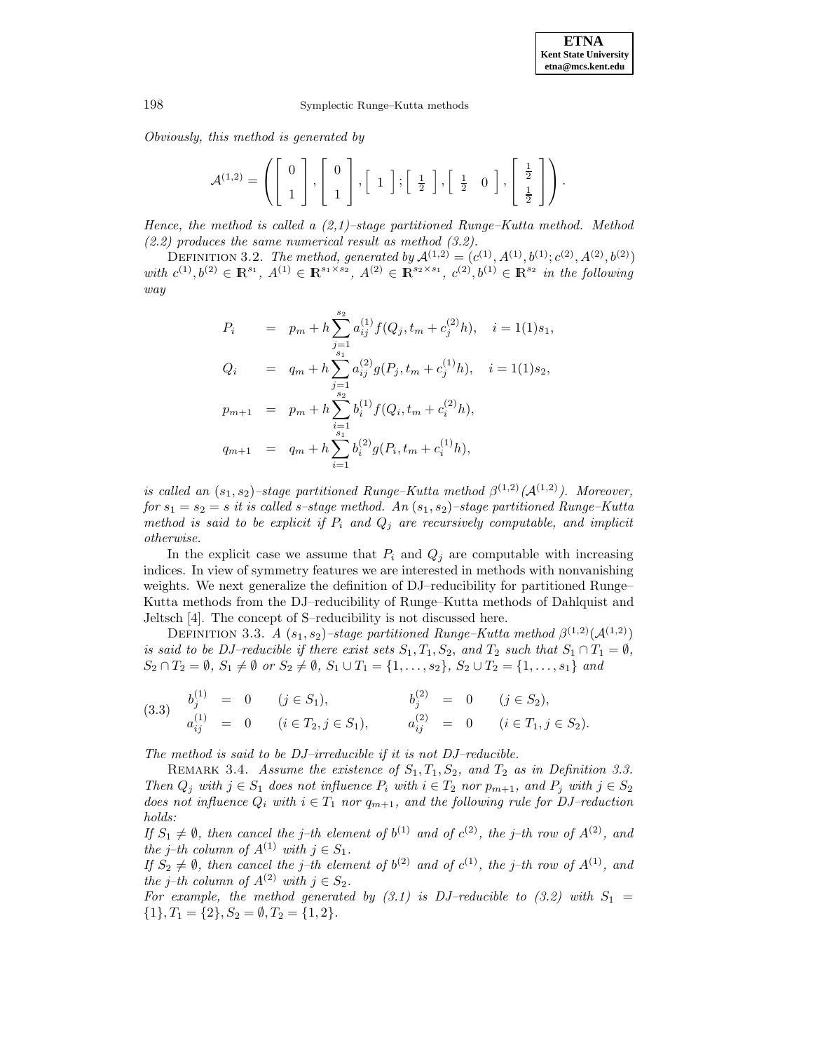*Obviously, this method is generated by*

$$\mathcal{A}^{(1,2)} = \left( \begin{bmatrix} 0 \\ 1 \end{bmatrix}, \begin{bmatrix} 0 \\ 1 \end{bmatrix}, \begin{bmatrix} 1 \end{bmatrix}; \begin{bmatrix} \frac{1}{2} \end{bmatrix}, \begin{bmatrix} \frac{1}{2} & 0 \end{bmatrix}, \begin{bmatrix} \frac{1}{2} \\ \frac{1}{2} \end{bmatrix} \right).$$

*Hence, the method is called a (2,1)–stage partitioned Runge–Kutta method. Method (2.2) produces the same numerical result as method (3.2).*

DEFINITION 3.2. *The method, generated by $\mathcal{A}^{(1,2)} = (c^{(1)}, A^{(1)}, b^{(1)}; c^{(2)}, A^{(2)}, b^{(2)})$ with $c^{(1)}, b^{(2)} \in \mathbb{R}^{s_1}$, $A^{(1)} \in \mathbb{R}^{s_1 \times s_2}$, $A^{(2)} \in \mathbb{R}^{s_2 \times s_1}$, $c^{(2)}, b^{(1)} \in \mathbb{R}^{s_2}$ in the following way*

$$\begin{aligned}
P_i &= p_m + h \sum_{j=1}^{s_2} a_{ij}^{(1)} f(Q_j, t_m + c_j^{(2)} h), \quad i = 1(1)s_1, \\
Q_i &= q_m + h \sum_{j=1}^{s_1} a_{ij}^{(2)} g(P_j, t_m + c_j^{(1)} h), \quad i = 1(1)s_2, \\
p_{m+1} &= p_m + h \sum_{i=1}^{s_2} b_i^{(1)} f(Q_i, t_m + c_i^{(2)} h), \\
q_{m+1} &= q_m + h \sum_{i=1}^{s_1} b_i^{(2)} g(P_i, t_m + c_i^{(1)} h),
\end{aligned}$$

*is called an $(s_1, s_2)$–stage partitioned Runge–Kutta method $\beta^{(1,2)}(\mathcal{A}^{(1,2)})$. Moreover, for $s_1 = s_2 = s$ it is called $s$–stage method. An $(s_1, s_2)$–stage partitioned Runge–Kutta method is said to be explicit if $P_i$ and $Q_j$ are recursively computable, and implicit otherwise.*

In the explicit case we assume that $P_i$ and $Q_j$ are computable with increasing indices. In view of symmetry features we are interested in methods with nonvanishing weights. We next generalize the definition of DJ–reducibility for partitioned Runge–Kutta methods from the DJ–reducibility of Runge–Kutta methods of Dahlquist and Jeltsch [4]. The concept of S–reducibility is not discussed here.

DEFINITION 3.3. *A $(s_1, s_2)$–stage partitioned Runge–Kutta method $\beta^{(1,2)}(\mathcal{A}^{(1,2)})$ is said to be DJ–reducible if there exist sets $S_1, T_1, S_2$, and $T_2$ such that $S_1 \cap T_1 = \emptyset$, $S_2 \cap T_2 = \emptyset$, $S_1 \neq \emptyset$ or $S_2 \neq \emptyset$, $S_1 \cup T_1 = \{1, \ldots, s_2\}$, $S_2 \cup T_2 = \{1, \ldots, s_1\}$ and*

$$\begin{aligned}
b_j^{(1)} &= 0 \qquad (j \in S_1), & b_j^{(2)} &= 0 \qquad (j \in S_2), \\
a_{ij}^{(1)} &= 0 \qquad (i \in T_2, j \in S_1), & a_{ij}^{(2)} &= 0 \qquad (i \in T_1, j \in S_2).
\end{aligned} \tag{3.3}$$

*The method is said to be DJ–irreducible if it is not DJ–reducible.*

REMARK 3.4. *Assume the existence of $S_1, T_1, S_2$, and $T_2$ as in Definition 3.3. Then $Q_j$ with $j \in S_1$ does not influence $P_i$ with $i \in T_2$ nor $p_{m+1}$, and $P_j$ with $j \in S_2$ does not influence $Q_i$ with $i \in T_1$ nor $q_{m+1}$, and the following rule for DJ–reduction holds:*
*If $S_1 \neq \emptyset$, then cancel the $j$–th element of $b^{(1)}$ and of $c^{(2)}$, the $j$–th row of $A^{(2)}$, and the $j$–th column of $A^{(1)}$ with $j \in S_1$.*
*If $S_2 \neq \emptyset$, then cancel the $j$–th element of $b^{(2)}$ and of $c^{(1)}$, the $j$–th row of $A^{(1)}$, and the $j$–th column of $A^{(2)}$ with $j \in S_2$.*
*For example, the method generated by (3.1) is DJ–reducible to (3.2) with $S_1 = \{1\}, T_1 = \{2\}, S_2 = \emptyset, T_2 = \{1, 2\}$.*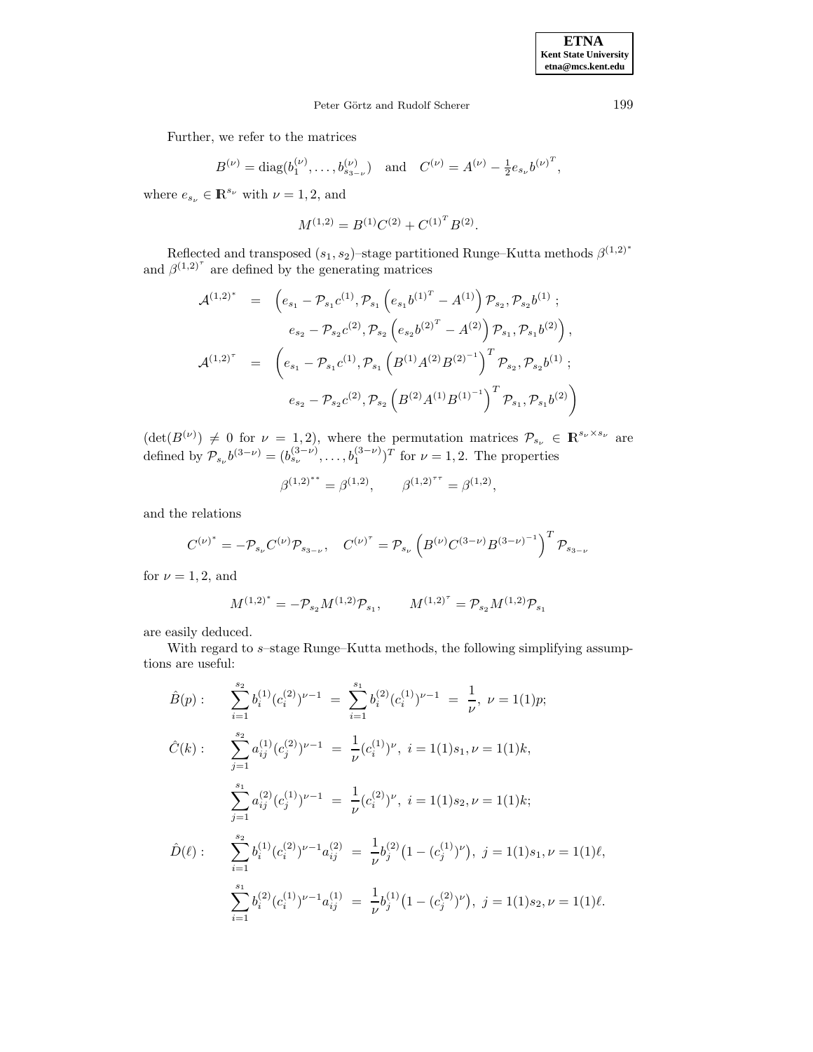Further, we refer to the matrices

$$B^{(\nu)} = \mathrm{diag}(b_1^{(\nu)}, \ldots, b_{s_{3-\nu}}^{(\nu)}) \quad \text{and} \quad C^{(\nu)} = A^{(\nu)} - \tfrac{1}{2} e_{s_\nu} b^{(\nu)^T},$$

where $e_{s_\nu} \in \mathbb{R}^{s_\nu}$ with $\nu = 1, 2$, and

$$M^{(1,2)} = B^{(1)} C^{(2)} + C^{(1)^T} B^{(2)}.$$

Reflected and transposed $(s_1, s_2)$–stage partitioned Runge–Kutta methods $\beta^{(1,2)^*}$ and $\beta^{(1,2)^\tau}$ are defined by the generating matrices

$$\begin{aligned}
\mathcal{A}^{(1,2)^*} &= \Big(e_{s_1} - \mathcal{P}_{s_1} c^{(1)}, \mathcal{P}_{s_1}\left(e_{s_1} b^{(1)^T} - A^{(1)}\right)\mathcal{P}_{s_2}, \mathcal{P}_{s_2} b^{(1)}\ ; \\
&\qquad e_{s_2} - \mathcal{P}_{s_2} c^{(2)}, \mathcal{P}_{s_2}\left(e_{s_2} b^{(2)^T} - A^{(2)}\right)\mathcal{P}_{s_1}, \mathcal{P}_{s_1} b^{(2)}\Big), \\
\mathcal{A}^{(1,2)^\tau} &= \Big(e_{s_1} - \mathcal{P}_{s_1} c^{(1)}, \mathcal{P}_{s_1}\left(B^{(1)} A^{(2)} B^{(2)^{-1}}\right)^T \mathcal{P}_{s_2}, \mathcal{P}_{s_2} b^{(1)}\ ; \\
&\qquad e_{s_2} - \mathcal{P}_{s_2} c^{(2)}, \mathcal{P}_{s_2}\left(B^{(2)} A^{(1)} B^{(1)^{-1}}\right)^T \mathcal{P}_{s_1}, \mathcal{P}_{s_1} b^{(2)}\Big)
\end{aligned}$$

($\det(B^{(\nu)}) \neq 0$ for $\nu = 1, 2$), where the permutation matrices $\mathcal{P}_{s_\nu} \in \mathbb{R}^{s_\nu \times s_\nu}$ are defined by $\mathcal{P}_{s_\nu} b^{(3-\nu)} = (b_{s_\nu}^{(3-\nu)}, \ldots, b_1^{(3-\nu)})^T$ for $\nu = 1, 2$. The properties

$$\beta^{(1,2)^{**}} = \beta^{(1,2)}, \qquad \beta^{(1,2)^{\tau\tau}} = \beta^{(1,2)},$$

and the relations

$$C^{(\nu)^*} = -\mathcal{P}_{s_\nu} C^{(\nu)} \mathcal{P}_{s_{3-\nu}}, \quad C^{(\nu)^\tau} = \mathcal{P}_{s_\nu}\left(B^{(\nu)} C^{(3-\nu)} B^{(3-\nu)^{-1}}\right)^T \mathcal{P}_{s_{3-\nu}}$$

for $\nu = 1, 2$, and

$$M^{(1,2)^*} = -\mathcal{P}_{s_2} M^{(1,2)} \mathcal{P}_{s_1}, \qquad M^{(1,2)^\tau} = \mathcal{P}_{s_2} M^{(1,2)} \mathcal{P}_{s_1}$$

are easily deduced.

With regard to $s$–stage Runge–Kutta methods, the following simplifying assumptions are useful:

$$\hat{B}(p): \qquad \sum_{i=1}^{s_2} b_i^{(1)} (c_i^{(2)})^{\nu-1} = \sum_{i=1}^{s_1} b_i^{(2)} (c_i^{(1)})^{\nu-1} = \frac{1}{\nu},\ \nu = 1(1)p;$$

$$\hat{C}(k): \qquad \sum_{j=1}^{s_2} a_{ij}^{(1)} (c_j^{(2)})^{\nu-1} = \frac{1}{\nu} (c_i^{(1)})^{\nu},\ i = 1(1)s_1, \nu = 1(1)k,$$

$$\sum_{j=1}^{s_1} a_{ij}^{(2)} (c_j^{(1)})^{\nu-1} = \frac{1}{\nu} (c_i^{(2)})^{\nu},\ i = 1(1)s_2, \nu = 1(1)k;$$

$$\hat{D}(\ell): \qquad \sum_{i=1}^{s_2} b_i^{(1)} (c_i^{(2)})^{\nu-1} a_{ij}^{(2)} = \frac{1}{\nu} b_j^{(2)} \big(1 - (c_j^{(1)})^{\nu}\big),\ j = 1(1)s_1, \nu = 1(1)\ell,$$

$$\sum_{i=1}^{s_1} b_i^{(2)} (c_i^{(1)})^{\nu-1} a_{ij}^{(1)} = \frac{1}{\nu} b_j^{(1)} \big(1 - (c_j^{(2)})^{\nu}\big),\ j = 1(1)s_2, \nu = 1(1)\ell.$$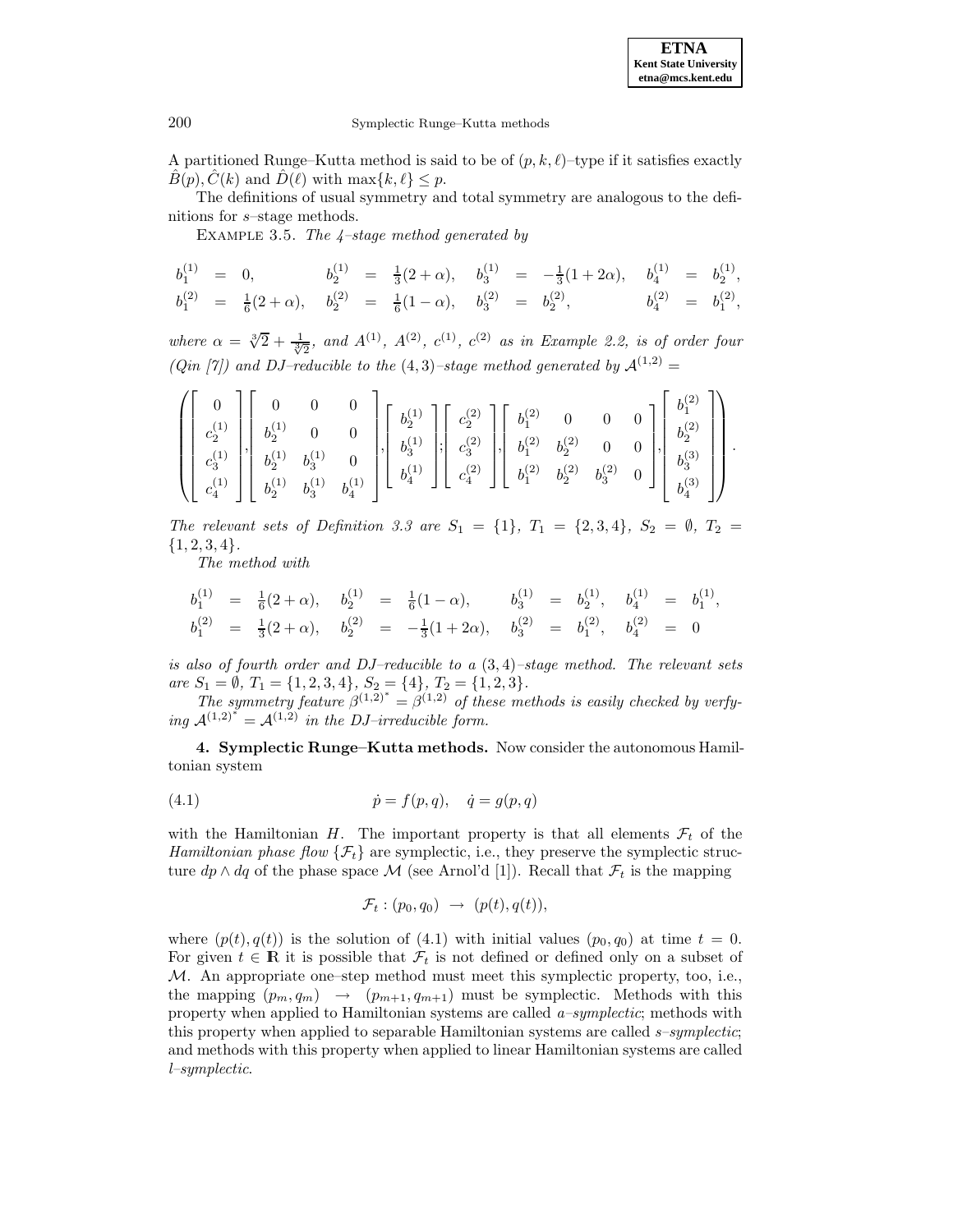A partitioned Runge–Kutta method is said to be of $(p,k,\ell)$–type if it satisfies exactly $\hat{B}(p), \hat{C}(k)$ and $\hat{D}(\ell)$ with $\max\{k,\ell\} \leq p$.

The definitions of usual symmetry and total symmetry are analogous to the definitions for $s$–stage methods.

Example 3.5. *The 4–stage method generated by*

$$
\begin{array}{llll}
b_1^{(1)} = 0, & b_2^{(1)} = \frac{1}{3}(2+\alpha), & b_3^{(1)} = -\frac{1}{3}(1+2\alpha), & b_4^{(1)} = b_2^{(1)}, \\
b_1^{(2)} = \frac{1}{6}(2+\alpha), & b_2^{(2)} = \frac{1}{6}(1-\alpha), & b_3^{(2)} = b_2^{(2)}, & b_4^{(2)} = b_1^{(2)},
\end{array}
$$

*where* $\alpha = \sqrt[3]{2} + \frac{1}{\sqrt[3]{2}}$, *and* $A^{(1)}$, $A^{(2)}$, $c^{(1)}$, $c^{(2)}$ *as in Example 2.2, is of order four (Qin [7]) and DJ–reducible to the* $(4,3)$*–stage method generated by* $\mathcal{A}^{(1,2)} =$

$$
\left( \begin{bmatrix} 0 \\ c_2^{(1)} \\ c_3^{(1)} \\ c_4^{(1)} \end{bmatrix}, \begin{bmatrix} 0 & 0 & 0 \\ b_2^{(1)} & 0 & 0 \\ b_2^{(1)} & b_3^{(1)} & 0 \\ b_2^{(1)} & b_3^{(1)} & b_4^{(1)} \end{bmatrix}, \begin{bmatrix} b_2^{(1)} \\ b_3^{(1)} \\ b_4^{(1)} \end{bmatrix}; \begin{bmatrix} c_2^{(2)} \\ c_3^{(2)} \\ c_4^{(2)} \end{bmatrix}, \begin{bmatrix} b_1^{(2)} & 0 & 0 & 0 \\ b_1^{(2)} & b_2^{(2)} & 0 & 0 \\ b_1^{(2)} & b_2^{(2)} & b_3^{(2)} & 0 \end{bmatrix}, \begin{bmatrix} b_1^{(2)} \\ b_2^{(2)} \\ b_3^{(3)} \\ b_4^{(3)} \end{bmatrix} \right).
$$

*The relevant sets of Definition 3.3 are* $S_1 = \{1\}$, $T_1 = \{2,3,4\}$, $S_2 = \emptyset$, $T_2 = \{1,2,3,4\}$.

*The method with*

$$
\begin{array}{llll}
b_1^{(1)} = \frac{1}{6}(2+\alpha), & b_2^{(1)} = \frac{1}{6}(1-\alpha), & b_3^{(1)} = b_2^{(1)}, & b_4^{(1)} = b_1^{(1)}, \\
b_1^{(2)} = \frac{1}{3}(2+\alpha), & b_2^{(2)} = -\frac{1}{3}(1+2\alpha), & b_3^{(2)} = b_1^{(2)}, & b_4^{(2)} = 0
\end{array}
$$

*is also of fourth order and DJ–reducible to a* $(3,4)$*–stage method. The relevant sets are* $S_1 = \emptyset$, $T_1 = \{1,2,3,4\}$, $S_2 = \{4\}$, $T_2 = \{1,2,3\}$.

*The symmetry feature* $\beta^{(1,2)^*} = \beta^{(1,2)}$ *of these methods is easily checked by verfying* $\mathcal{A}^{(1,2)^*} = \mathcal{A}^{(1,2)}$ *in the DJ–irreducible form.*

## 4. Symplectic Runge–Kutta methods.

Now consider the autonomous Hamiltonian system

$$
\dot{p} = f(p,q), \quad \dot{q} = g(p,q) \tag{4.1}
$$

with the Hamiltonian $H$. The important property is that all elements $\mathcal{F}_t$ of the *Hamiltonian phase flow* $\{\mathcal{F}_t\}$ are symplectic, i.e., they preserve the symplectic structure $dp \wedge dq$ of the phase space $\mathcal{M}$ (see Arnol'd [1]). Recall that $\mathcal{F}_t$ is the mapping

$$
\mathcal{F}_t : (p_0, q_0) \;\rightarrow\; (p(t), q(t)),
$$

where $(p(t), q(t))$ is the solution of (4.1) with initial values $(p_0, q_0)$ at time $t = 0$. For given $t \in \mathbb{R}$ it is possible that $\mathcal{F}_t$ is not defined or defined only on a subset of $\mathcal{M}$. An appropriate one–step method must meet this symplectic property, too, i.e., the mapping $(p_m, q_m) \;\rightarrow\; (p_{m+1}, q_{m+1})$ must be symplectic. Methods with this property when applied to Hamiltonian systems are called *a–symplectic*; methods with this property when applied to separable Hamiltonian systems are called *s–symplectic*; and methods with this property when applied to linear Hamiltonian systems are called *l–symplectic*.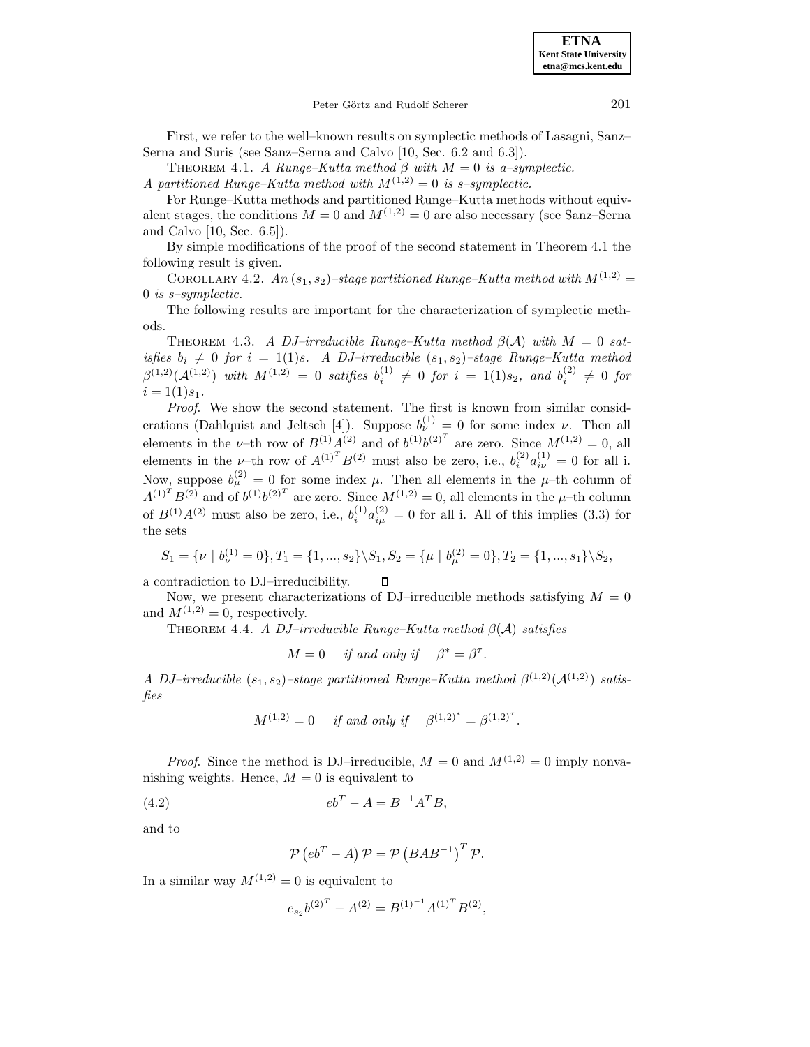First, we refer to the well–known results on symplectic methods of Lasagni, Sanz–Serna and Suris (see Sanz–Serna and Calvo [10, Sec. 6.2 and 6.3]).

THEOREM 4.1. *A Runge–Kutta method $\beta$ with $M = 0$ is a–symplectic. A partitioned Runge–Kutta method with $M^{(1,2)} = 0$ is s–symplectic.*

For Runge–Kutta methods and partitioned Runge–Kutta methods without equivalent stages, the conditions $M = 0$ and $M^{(1,2)} = 0$ are also necessary (see Sanz–Serna and Calvo [10, Sec. 6.5]).

By simple modifications of the proof of the second statement in Theorem 4.1 the following result is given.

COROLLARY 4.2. *An $(s_1, s_2)$–stage partitioned Runge–Kutta method with $M^{(1,2)} = 0$ is s–symplectic.*

The following results are important for the characterization of symplectic methods.

THEOREM 4.3. *A DJ–irreducible Runge–Kutta method $\beta(\mathcal{A})$ with $M = 0$ satisfies $b_i \neq 0$ for $i = 1(1)s$. A DJ–irreducible $(s_1, s_2)$–stage Runge–Kutta method $\beta^{(1,2)}(\mathcal{A}^{(1,2)})$ with $M^{(1,2)} = 0$ satifies $b_i^{(1)} \neq 0$ for $i = 1(1)s_2$, and $b_i^{(2)} \neq 0$ for $i = 1(1)s_1$.*

*Proof.* We show the second statement. The first is known from similar considerations (Dahlquist and Jeltsch [4]). Suppose $b_\nu^{(1)} = 0$ for some index $\nu$. Then all elements in the $\nu$–th row of $B^{(1)}A^{(2)}$ and of $b^{(1)}b^{(2)^T}$ are zero. Since $M^{(1,2)} = 0$, all elements in the $\nu$–th row of $A^{(1)^T}B^{(2)}$ must also be zero, i.e., $b_i^{(2)}a_{i\nu}^{(1)} = 0$ for all i. Now, suppose $b_\mu^{(2)} = 0$ for some index $\mu$. Then all elements in the $\mu$–th column of $A^{(1)^T}B^{(2)}$ and of $b^{(1)}b^{(2)^T}$ are zero. Since $M^{(1,2)} = 0$, all elements in the $\mu$–th column of $B^{(1)}A^{(2)}$ must also be zero, i.e., $b_i^{(1)}a_{i\mu}^{(2)} = 0$ for all i. All of this implies (3.3) for the sets

$$S_1 = \{\nu \mid b_\nu^{(1)} = 0\}, T_1 = \{1, ..., s_2\}\backslash S_1, S_2 = \{\mu \mid b_\mu^{(2)} = 0\}, T_2 = \{1, ..., s_1\}\backslash S_2,$$

a contradiction to DJ–irreducibility. ◻

Now, we present characterizations of DJ–irreducible methods satisfying $M = 0$ and $M^{(1,2)} = 0$, respectively.

THEOREM 4.4. *A DJ–irreducible Runge–Kutta method $\beta(\mathcal{A})$ satisfies*

$$M = 0 \quad \textit{if and only if} \quad \beta^* = \beta^\tau.$$

*A DJ–irreducible $(s_1, s_2)$–stage partitioned Runge–Kutta method $\beta^{(1,2)}(\mathcal{A}^{(1,2)})$ satisfies*

$$M^{(1,2)} = 0 \quad \textit{if and only if} \quad \beta^{(1,2)^*} = \beta^{(1,2)^\tau}.$$

*Proof.* Since the method is DJ–irreducible, $M = 0$ and $M^{(1,2)} = 0$ imply nonvanishing weights. Hence, $M = 0$ is equivalent to

$$eb^T - A = B^{-1}A^TB, \tag{4.2}$$

and to

$$\mathcal{P}\left(eb^T - A\right)\mathcal{P} = \mathcal{P}\left(BAB^{-1}\right)^T\mathcal{P}.$$

In a similar way $M^{(1,2)} = 0$ is equivalent to

$$e_{s_2}b^{(2)^T} - A^{(2)} = B^{(1)^{-1}}A^{(1)^T}B^{(2)},$$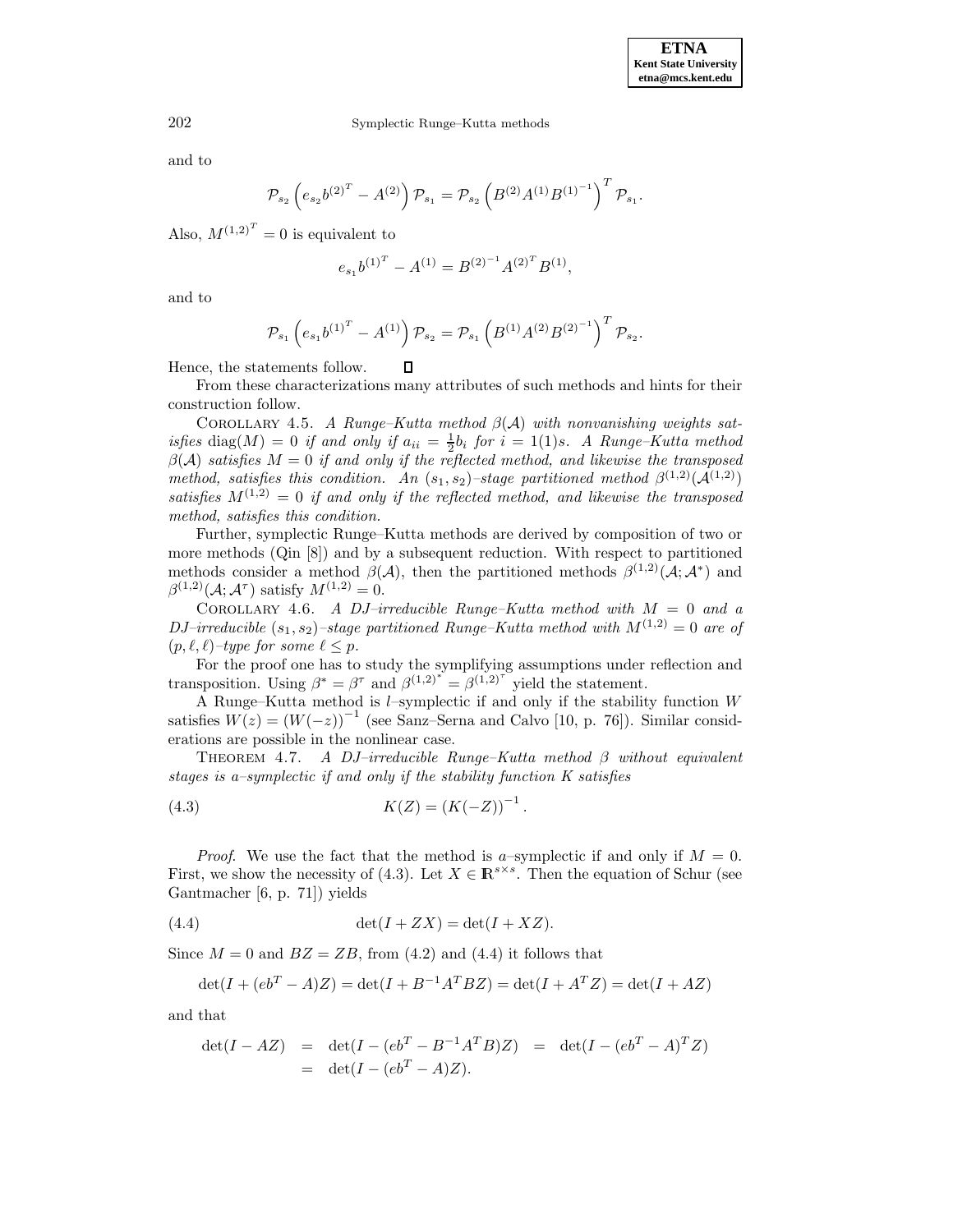and to

$$\mathcal{P}_{s_2}\left(e_{s_2}b^{(2)^T} - A^{(2)}\right)\mathcal{P}_{s_1} = \mathcal{P}_{s_2}\left(B^{(2)}A^{(1)}B^{(1)^{-1}}\right)^T\mathcal{P}_{s_1}.$$

Also, $M^{(1,2)^T} = 0$ is equivalent to

$$e_{s_1}b^{(1)^T} - A^{(1)} = B^{(2)^{-1}}A^{(2)^T}B^{(1)},$$

and to

$$\mathcal{P}_{s_1}\left(e_{s_1}b^{(1)^T} - A^{(1)}\right)\mathcal{P}_{s_2} = \mathcal{P}_{s_1}\left(B^{(1)}A^{(2)}B^{(2)^{-1}}\right)^T\mathcal{P}_{s_2}.$$

Hence, the statements follow. $\square$

From these characterizations many attributes of such methods and hints for their construction follow.

Corollary 4.5. *A Runge–Kutta method $\beta(\mathcal{A})$ with nonvanishing weights satisfies $\mathrm{diag}(M) = 0$ if and only if $a_{ii} = \frac{1}{2}b_i$ for $i = 1(1)s$. A Runge–Kutta method $\beta(\mathcal{A})$ satisfies $M = 0$ if and only if the reflected method, and likewise the transposed method, satisfies this condition. An $(s_1, s_2)$–stage partitioned method $\beta^{(1,2)}(\mathcal{A}^{(1,2)})$ satisfies $M^{(1,2)} = 0$ if and only if the reflected method, and likewise the transposed method, satisfies this condition.*

Further, symplectic Runge–Kutta methods are derived by composition of two or more methods (Qin [8]) and by a subsequent reduction. With respect to partitioned methods consider a method $\beta(\mathcal{A})$, then the partitioned methods $\beta^{(1,2)}(\mathcal{A};\mathcal{A}^*)$ and $\beta^{(1,2)}(\mathcal{A};\mathcal{A}^\tau)$ satisfy $M^{(1,2)} = 0$.

Corollary 4.6. *A DJ–irreducible Runge–Kutta method with $M = 0$ and a DJ–irreducible $(s_1, s_2)$–stage partitioned Runge–Kutta method with $M^{(1,2)} = 0$ are of $(p, \ell, \ell)$–type for some $\ell \leq p$.*

For the proof one has to study the symplifying assumptions under reflection and transposition. Using $\beta^* = \beta^\tau$ and $\beta^{(1,2)^*} = \beta^{(1,2)^\tau}$ yield the statement.

A Runge–Kutta method is $l$–symplectic if and only if the stability function $W$ satisfies $W(z) = (W(-z))^{-1}$ (see Sanz–Serna and Calvo [10, p. 76]). Similar considerations are possible in the nonlinear case.

Theorem 4.7. *A DJ–irreducible Runge–Kutta method $\beta$ without equivalent stages is a–symplectic if and only if the stability function $K$ satisfies*

$$K(Z) = (K(-Z))^{-1}. \tag{4.3}$$

*Proof.* We use the fact that the method is $a$–symplectic if and only if $M = 0$. First, we show the necessity of (4.3). Let $X \in \mathbb{R}^{s\times s}$. Then the equation of Schur (see Gantmacher [6, p. 71]) yields

$$\det(I + ZX) = \det(I + XZ). \tag{4.4}$$

Since $M = 0$ and $BZ = ZB$, from (4.2) and (4.4) it follows that

$$\det(I + (eb^T - A)Z) = \det(I + B^{-1}A^TBZ) = \det(I + A^TZ) = \det(I + AZ)$$

and that

$$\begin{aligned}
\det(I - AZ) &= \det(I - (eb^T - B^{-1}A^TB)Z) = \det(I - (eb^T - A)^TZ) \\
&= \det(I - (eb^T - A)Z).
\end{aligned}$$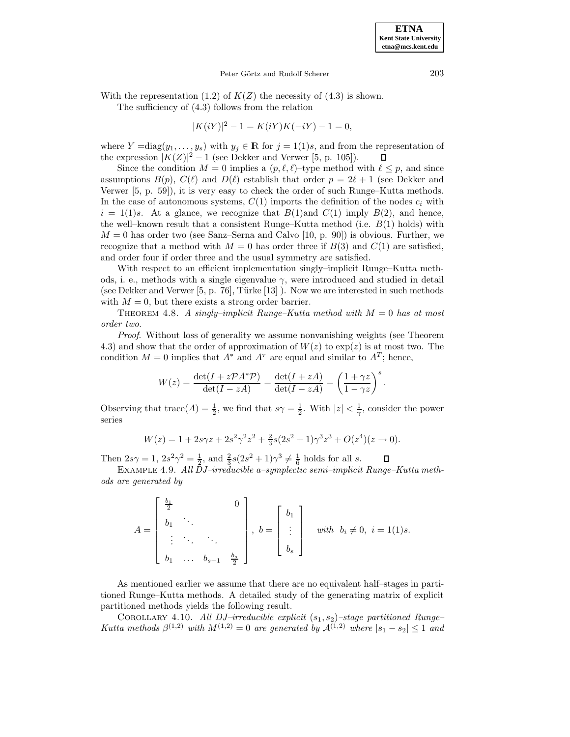With the representation (1.2) of $K(Z)$ the necessity of (4.3) is shown.

The sufficiency of (4.3) follows from the relation

$$|K(iY)|^2 - 1 = K(iY)K(-iY) - 1 = 0,$$

where $Y = \mathrm{diag}(y_1, \ldots, y_s)$ with $y_j \in \mathbb{R}$ for $j = 1(1)s$, and from the representation of the expression $|K(Z)|^2 - 1$ (see Dekker and Verwer [5, p. 105]). ◻

Since the condition $M = 0$ implies a $(p, \ell, \ell)$–type method with $\ell \leq p$, and since assumptions $B(p)$, $C(\ell)$ and $D(\ell)$ establish that order $p = 2\ell + 1$ (see Dekker and Verwer [5, p. 59]), it is very easy to check the order of such Runge–Kutta methods. In the case of autonomous systems, $C(1)$ imports the definition of the nodes $c_i$ with $i = 1(1)s$. At a glance, we recognize that $B(1)$and $C(1)$ imply $B(2)$, and hence, the well–known result that a consistent Runge–Kutta method (i.e. $B(1)$ holds) with $M = 0$ has order two (see Sanz–Serna and Calvo [10, p. 90]) is obvious. Further, we recognize that a method with $M = 0$ has order three if $B(3)$ and $C(1)$ are satisfied, and order four if order three and the usual symmetry are satisfied.

With respect to an efficient implementation singly–implicit Runge–Kutta methods, i. e., methods with a single eigenvalue $\gamma$, were introduced and studied in detail (see Dekker and Verwer [5, p. 76], Türke [13] ). Now we are interested in such methods with $M = 0$, but there exists a strong order barrier.

Theorem 4.8. *A singly–implicit Runge–Kutta method with $M = 0$ has at most order two.*

*Proof.* Without loss of generality we assume nonvanishing weights (see Theorem 4.3) and show that the order of approximation of $W(z)$ to $\exp(z)$ is at most two. The condition $M = 0$ implies that $A^*$ and $A^\tau$ are equal and similar to $A^T$; hence,

$$W(z) = \frac{\det(I + z\mathcal{P}A^*\mathcal{P})}{\det(I - zA)} = \frac{\det(I + zA)}{\det(I - zA)} = \left(\frac{1 + \gamma z}{1 - \gamma z}\right)^s.$$

Observing that $\mathrm{trace}(A) = \frac{1}{2}$, we find that $s\gamma = \frac{1}{2}$. With $|z| < \frac{1}{\gamma}$, consider the power series

$$W(z) = 1 + 2s\gamma z + 2s^2\gamma^2 z^2 + \tfrac{2}{3}s(2s^2 + 1)\gamma^3 z^3 + O(z^4)(z \to 0).$$

Then $2s\gamma = 1$, $2s^2\gamma^2 = \frac{1}{2}$, and $\frac{2}{3}s(2s^2 + 1)\gamma^3 \neq \frac{1}{6}$ holds for all $s$. ◻

Example 4.9. *All DJ–irreducible a–symplectic semi–implicit Runge–Kutta methods are generated by*

$$A = \begin{bmatrix} \frac{b_1}{2} & & & 0 \\ b_1 & \ddots & & \\ \vdots & \ddots & \ddots & \\ b_1 & \ldots & b_{s-1} & \frac{b_s}{2} \end{bmatrix}, \quad b = \begin{bmatrix} b_1 \\ \vdots \\ b_s \end{bmatrix} \quad \text{with} \;\; b_i \neq 0, \;\; i = 1(1)s.$$

As mentioned earlier we assume that there are no equivalent half–stages in partitioned Runge–Kutta methods. A detailed study of the generating matrix of explicit partitioned methods yields the following result.

Corollary 4.10. *All DJ–irreducible explicit $(s_1, s_2)$–stage partitioned Runge–Kutta methods $\beta^{(1,2)}$ with $M^{(1,2)} = 0$ are generated by $\mathcal{A}^{(1,2)}$ where $|s_1 - s_2| \leq 1$ and*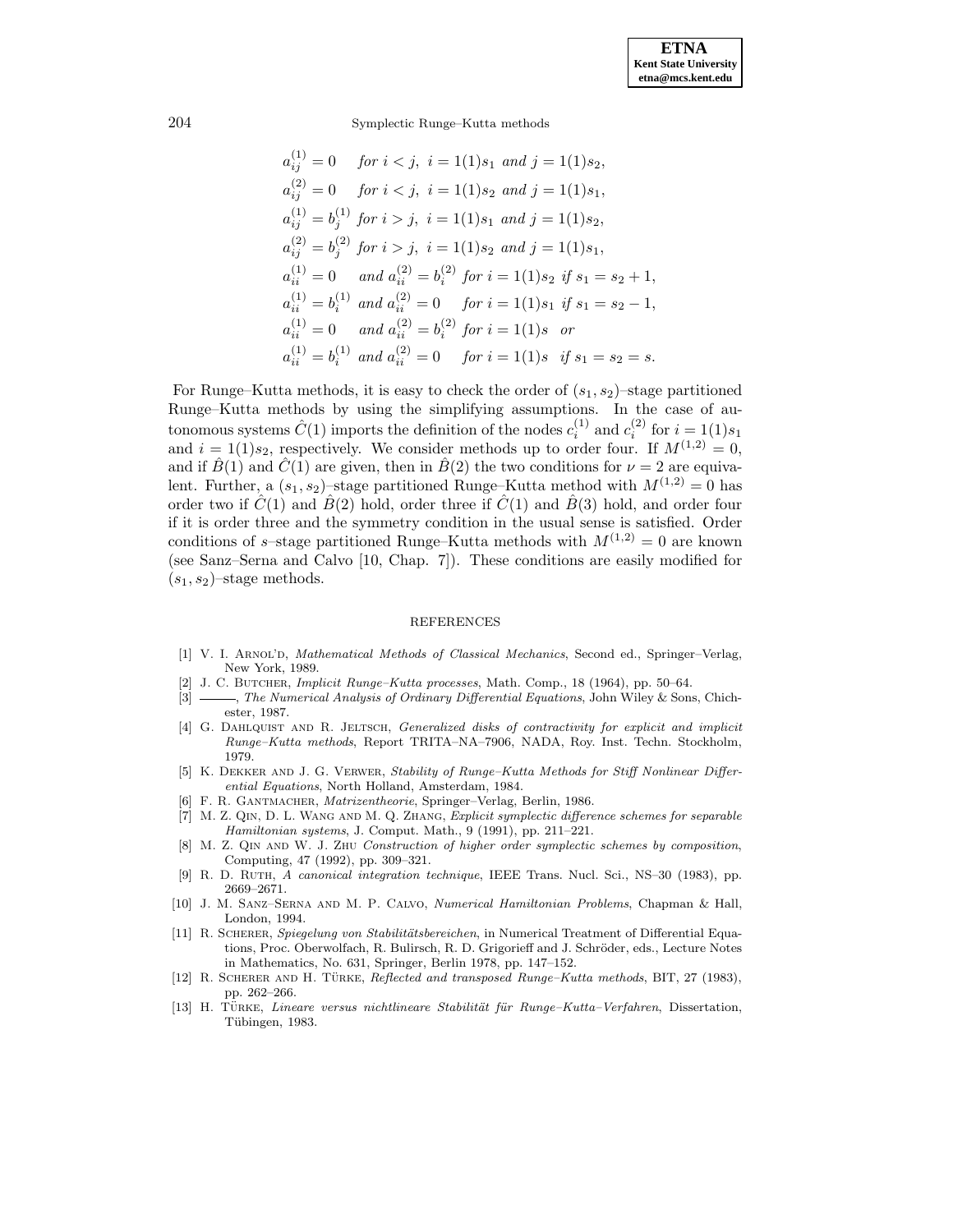$$
\begin{aligned}
&a_{ij}^{(1)} = 0 \quad \textit{for } i < j, \; i = 1(1)s_1 \textit{ and } j = 1(1)s_2, \\
&a_{ij}^{(2)} = 0 \quad \textit{for } i < j, \; i = 1(1)s_2 \textit{ and } j = 1(1)s_1, \\
&a_{ij}^{(1)} = b_j^{(1)} \textit{ for } i > j, \; i = 1(1)s_1 \textit{ and } j = 1(1)s_2, \\
&a_{ij}^{(2)} = b_j^{(2)} \textit{ for } i > j, \; i = 1(1)s_2 \textit{ and } j = 1(1)s_1, \\
&a_{ii}^{(1)} = 0 \quad \textit{and } a_{ii}^{(2)} = b_i^{(2)} \textit{ for } i = 1(1)s_2 \textit{ if } s_1 = s_2 + 1, \\
&a_{ii}^{(1)} = b_i^{(1)} \textit{ and } a_{ii}^{(2)} = 0 \quad \textit{for } i = 1(1)s_1 \textit{ if } s_1 = s_2 - 1, \\
&a_{ii}^{(1)} = 0 \quad \textit{and } a_{ii}^{(2)} = b_i^{(2)} \textit{ for } i = 1(1)s \quad \textit{or} \\
&a_{ii}^{(1)} = b_i^{(1)} \textit{ and } a_{ii}^{(2)} = 0 \quad \textit{for } i = 1(1)s \quad \textit{if } s_1 = s_2 = s.
\end{aligned}
$$

For Runge–Kutta methods, it is easy to check the order of $(s_1, s_2)$–stage partitioned Runge–Kutta methods by using the simplifying assumptions. In the case of autonomous systems $\hat{C}(1)$ imports the definition of the nodes $c_i^{(1)}$ and $c_i^{(2)}$ for $i = 1(1)s_1$ and $i = 1(1)s_2$, respectively. We consider methods up to order four. If $M^{(1,2)} = 0$, and if $\hat{B}(1)$ and $\hat{C}(1)$ are given, then in $\hat{B}(2)$ the two conditions for $\nu = 2$ are equivalent. Further, a $(s_1, s_2)$–stage partitioned Runge–Kutta method with $M^{(1,2)} = 0$ has order two if $\hat{C}(1)$ and $\hat{B}(2)$ hold, order three if $\hat{C}(1)$ and $\hat{B}(3)$ hold, and order four if it is order three and the symmetry condition in the usual sense is satisfied. Order conditions of $s$–stage partitioned Runge–Kutta methods with $M^{(1,2)} = 0$ are known (see Sanz–Serna and Calvo [10, Chap. 7]). These conditions are easily modified for $(s_1, s_2)$–stage methods.

## REFERENCES

[1] V. I. Arnol'd, *Mathematical Methods of Classical Mechanics*, Second ed., Springer–Verlag, New York, 1989.

[2] J. C. Butcher, *Implicit Runge–Kutta processes*, Math. Comp., 18 (1964), pp. 50–64.

[3] ———, *The Numerical Analysis of Ordinary Differential Equations*, John Wiley & Sons, Chichester, 1987.

[4] G. Dahlquist and R. Jeltsch, *Generalized disks of contractivity for explicit and implicit Runge–Kutta methods*, Report TRITA–NA–7906, NADA, Roy. Inst. Techn. Stockholm, 1979.

[5] K. Dekker and J. G. Verwer, *Stability of Runge–Kutta Methods for Stiff Nonlinear Differential Equations*, North Holland, Amsterdam, 1984.

[6] F. R. Gantmacher, *Matrizentheorie*, Springer–Verlag, Berlin, 1986.

[7] M. Z. Qin, D. L. Wang and M. Q. Zhang, *Explicit symplectic difference schemes for separable Hamiltonian systems*, J. Comput. Math., 9 (1991), pp. 211–221.

[8] M. Z. Qin and W. J. Zhu *Construction of higher order symplectic schemes by composition*, Computing, 47 (1992), pp. 309–321.

[9] R. D. Ruth, *A canonical integration technique*, IEEE Trans. Nucl. Sci., NS–30 (1983), pp. 2669–2671.

[10] J. M. Sanz–Serna and M. P. Calvo, *Numerical Hamiltonian Problems*, Chapman & Hall, London, 1994.

[11] R. Scherer, *Spiegelung von Stabilitätsbereichen*, in Numerical Treatment of Differential Equations, Proc. Oberwolfach, R. Bulirsch, R. D. Grigorieff and J. Schröder, eds., Lecture Notes in Mathematics, No. 631, Springer, Berlin 1978, pp. 147–152.

[12] R. Scherer and H. Türke, *Reflected and transposed Runge–Kutta methods*, BIT, 27 (1983), pp. 262–266.

[13] H. Türke, *Lineare versus nichtlineare Stabilität für Runge–Kutta–Verfahren*, Dissertation, Tübingen, 1983.